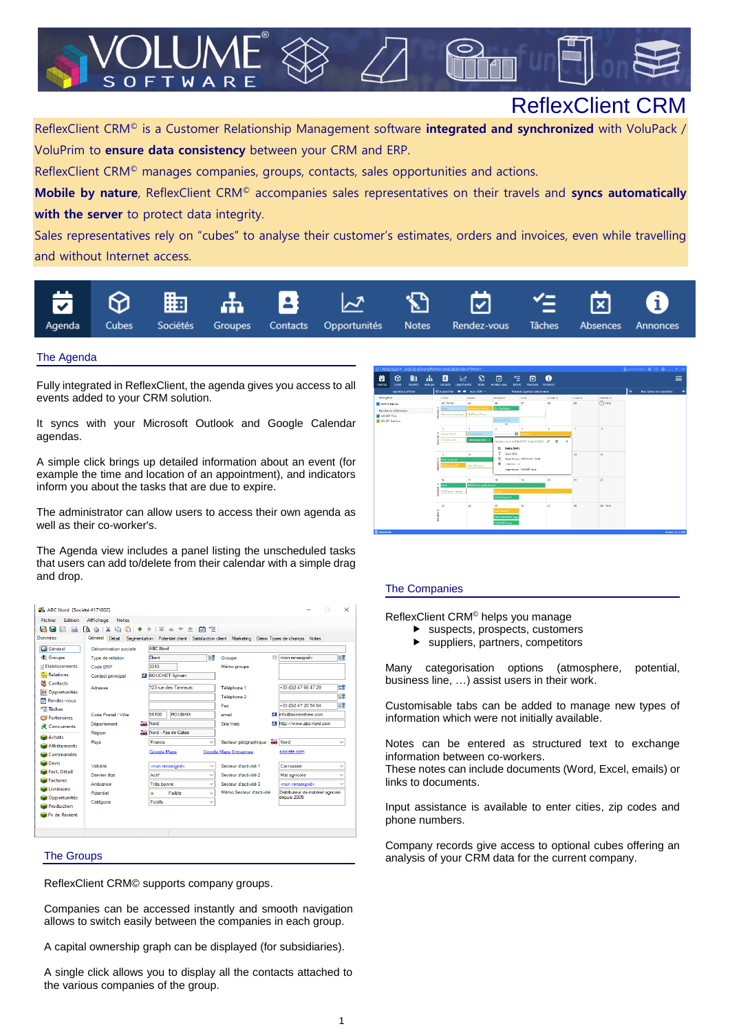# ReflexClient CRM

ReflexClient CRM© is a Customer Relationship Management software **integrated and synchronized** with VoluPack / VoluPrim to **ensure data consistency** between your CRM and ERP.

ReflexClient CRM© manages companies, groups, contacts, sales opportunities and actions.

**Mobile by nature**, ReflexClient CRM© accompanies sales representatives on their travels and **syncs automatically with the server** to protect data integrity.

Sales representatives rely on "cubes" to analyse their customer's estimates, orders and invoices, even while travelling and without Internet access.

Agenda | Cubes | Sociétés | Groupes | Contacts | Opportunités | Notes | Rendez-vous | Tâches | Absences | Annonces

## The Agenda

Fully integrated in ReflexClient, the agenda gives you access to all events added to your CRM solution.

It syncs with your Microsoft Outlook and Google Calendar agendas.

A simple click brings up detailed information about an event (for example the time and location of an appointment), and indicators inform you about the tasks that are due to expire.

The administrator can allow users to access their own agenda as well as their co-worker's.

The Agenda view includes a panel listing the unscheduled tasks that users can add to/delete from their calendar with a simple drag and drop.

## The Companies

ReflexClient CRM© helps you manage

- suspects, prospects, customers
- suppliers, partners, competitors

Many categorisation options (atmosphere, potential, business line, …) assist users in their work.

Customisable tabs can be added to manage new types of information which were not initially available.

Notes can be entered as structured text to exchange information between co-workers.
These notes can include documents (Word, Excel, emails) or links to documents.

Input assistance is available to enter cities, zip codes and phone numbers.

Company records give access to optional cubes offering an analysis of your CRM data for the current company.

## The Groups

ReflexClient CRM© supports company groups.

Companies can be accessed instantly and smooth navigation allows to switch easily between the companies in each group.

A capital ownership graph can be displayed (for subsidiaries).

A single click allows you to display all the contacts attached to the various companies of the group.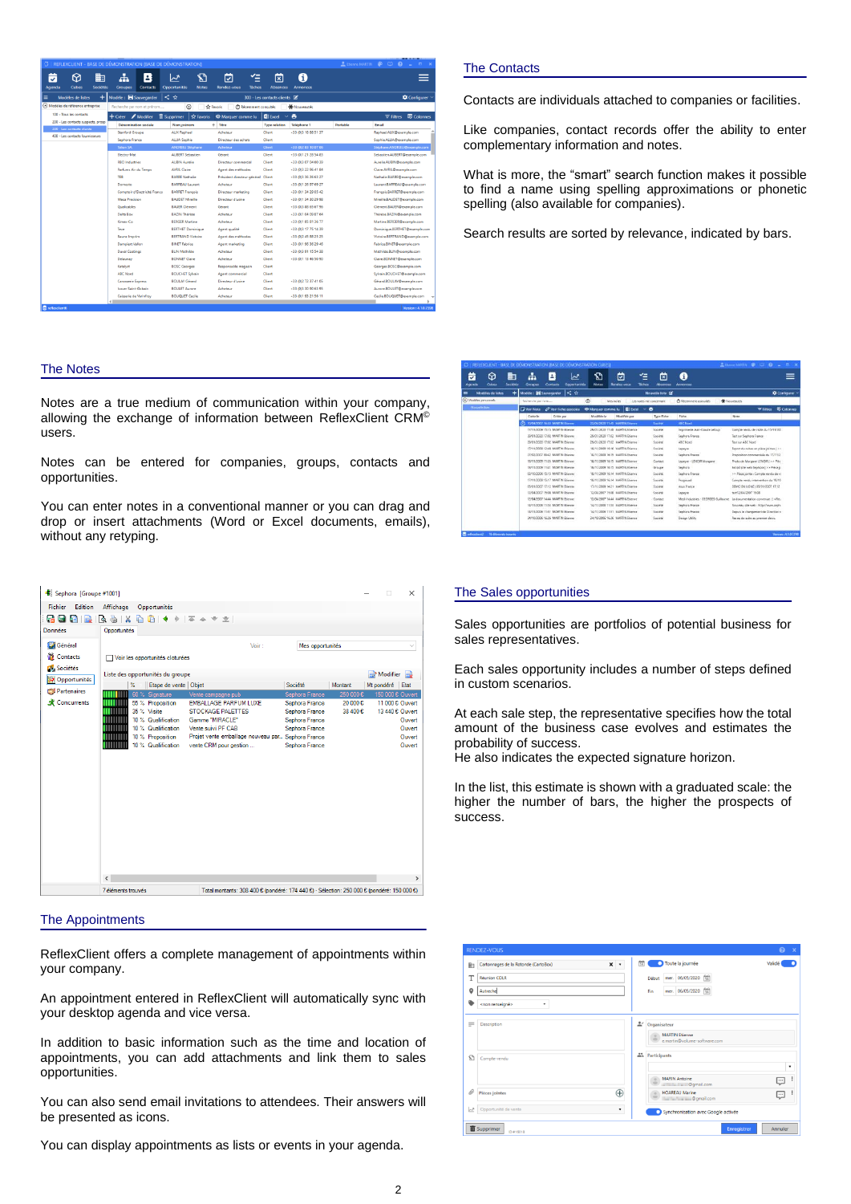## The Contacts

Contacts are individuals attached to companies or facilities.

Like companies, contact records offer the ability to enter complementary information and notes.

What is more, the “smart” search function makes it possible to find a name using spelling approximations or phonetic spelling (also available for companies).

Search results are sorted by relevance, indicated by bars.

## The Notes

Notes are a true medium of communication within your company, allowing the exchange of information between ReflexClient CRM© users.

Notes can be entered for companies, groups, contacts and opportunities.

You can enter notes in a conventional manner or you can drag and drop or insert attachments (Word or Excel documents, emails), without any retyping.

## The Sales opportunities

Sales opportunities are portfolios of potential business for sales representatives.

Each sales opportunity includes a number of steps defined in custom scenarios.

At each sale step, the representative specifies how the total amount of the business case evolves and estimates the probability of success.
He also indicates the expected signature horizon.

In the list, this estimate is shown with a graduated scale: the higher the number of bars, the higher the prospects of success.

## The Appointments

ReflexClient offers a complete management of appointments within your company.

An appointment entered in ReflexClient will automatically sync with your desktop agenda and vice versa.

In addition to basic information such as the time and location of appointments, you can add attachments and link them to sales opportunities.

You can also send email invitations to attendees. Their answers will be presented as icons.

You can display appointments as lists or events in your agenda.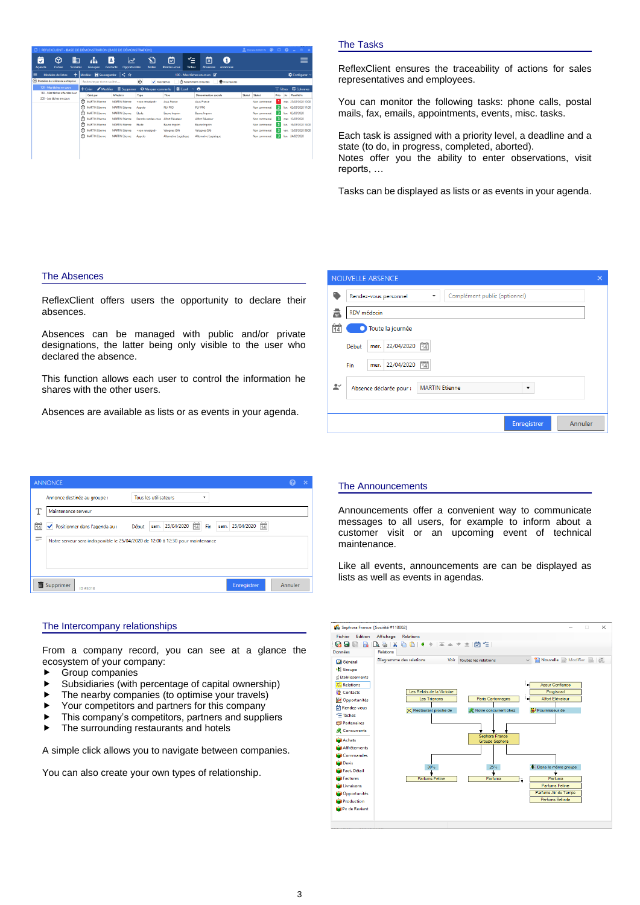## The Tasks

ReflexClient ensures the traceability of actions for sales representatives and employees.

You can monitor the following tasks: phone calls, postal mails, fax, emails, appointments, events, misc. tasks.

Each task is assigned with a priority level, a deadline and a state (to do, in progress, completed, aborted).
Notes offer you the ability to enter observations, visit reports, …

Tasks can be displayed as lists or as events in your agenda.

## The Absences

ReflexClient offers users the opportunity to declare their absences.

Absences can be managed with public and/or private designations, the latter being only visible to the user who declared the absence.

This function allows each user to control the information he shares with the other users.

Absences are available as lists or as events in your agenda.

## The Announcements

Announcements offer a convenient way to communicate messages to all users, for example to inform about a customer visit or an upcoming event of technical maintenance.

Like all events, announcements are can be displayed as lists as well as events in agendas.

## The Intercompany relationships

From a company record, you can see at a glance the ecosystem of your company:

- Group companies
- Subsidiaries (with percentage of capital ownership)
- The nearby companies (to optimise your travels)
- Your competitors and partners for this company
- This company's competitors, partners and suppliers
- The surrounding restaurants and hotels

A simple click allows you to navigate between companies.

You can also create your own types of relationship.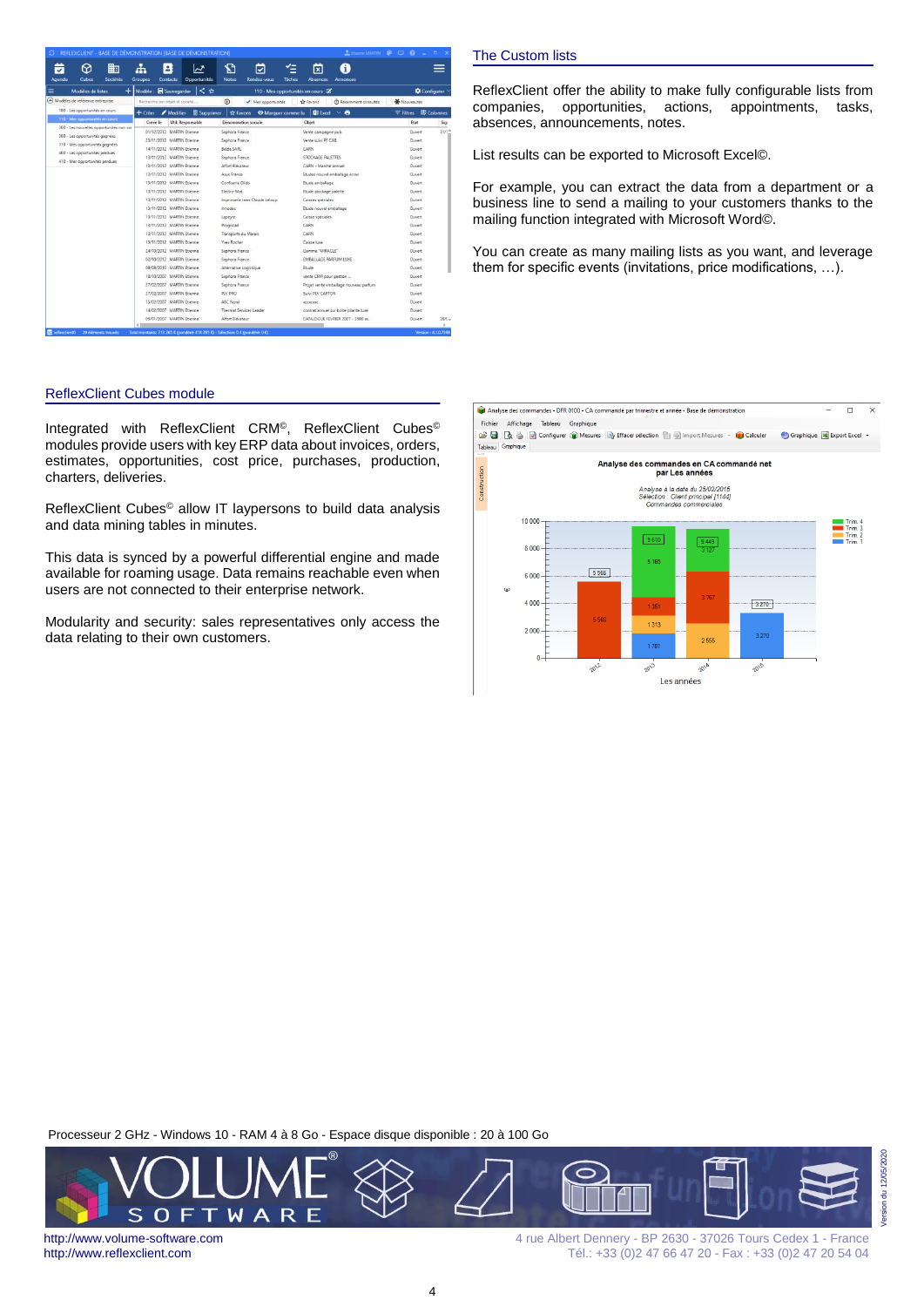## The Custom lists

ReflexClient offer the ability to make fully configurable lists from companies, opportunities, actions, appointments, tasks, absences, announcements, notes.

List results can be exported to Microsoft Excel©.

For example, you can extract the data from a department or a business line to send a mailing to your customers thanks to the mailing function integrated with Microsoft Word©.

You can create as many mailing lists as you want, and leverage them for specific events (invitations, price modifications, …).

## ReflexClient Cubes module

Integrated with ReflexClient CRM©, ReflexClient Cubes© modules provide users with key ERP data about invoices, orders, estimates, opportunities, cost price, purchases, production, charters, deliveries.

ReflexClient Cubes© allow IT laypersons to build data analysis and data mining tables in minutes.

This data is synced by a powerful differential engine and made available for roaming usage. Data remains reachable even when users are not connected to their enterprise network.

Modularity and security: sales representatives only access the data relating to their own customers.

Analyse des commandes en CA commandé net par Les années

Analyse à la date du 25/02/2015
Sélection : Client principal (1144)
Commandes commerciales

Trim. 4
Trim. 3
Trim. 2
Trim. 1

10 000
8 000
6 000
4 000
2 000
0

5 566
5 566
3 510
5 185
1 351
1 313
1 781
5 449
3 127
3 767
2 555
3 270
3 270

2012
2013
2014
2015

Les années

Processeur 2 GHz - Windows 10 - RAM 4 à 8 Go - Espace disque disponible : 20 à 100 Go

http://www.volume-software.com
http://www.reflexclient.com

4 rue Albert Dennery - BP 2630 - 37026 Tours Cedex 1 - France
Tél.: +33 (0)2 47 66 47 20 - Fax : +33 (0)2 47 20 54 04

Version du 12/05/2020